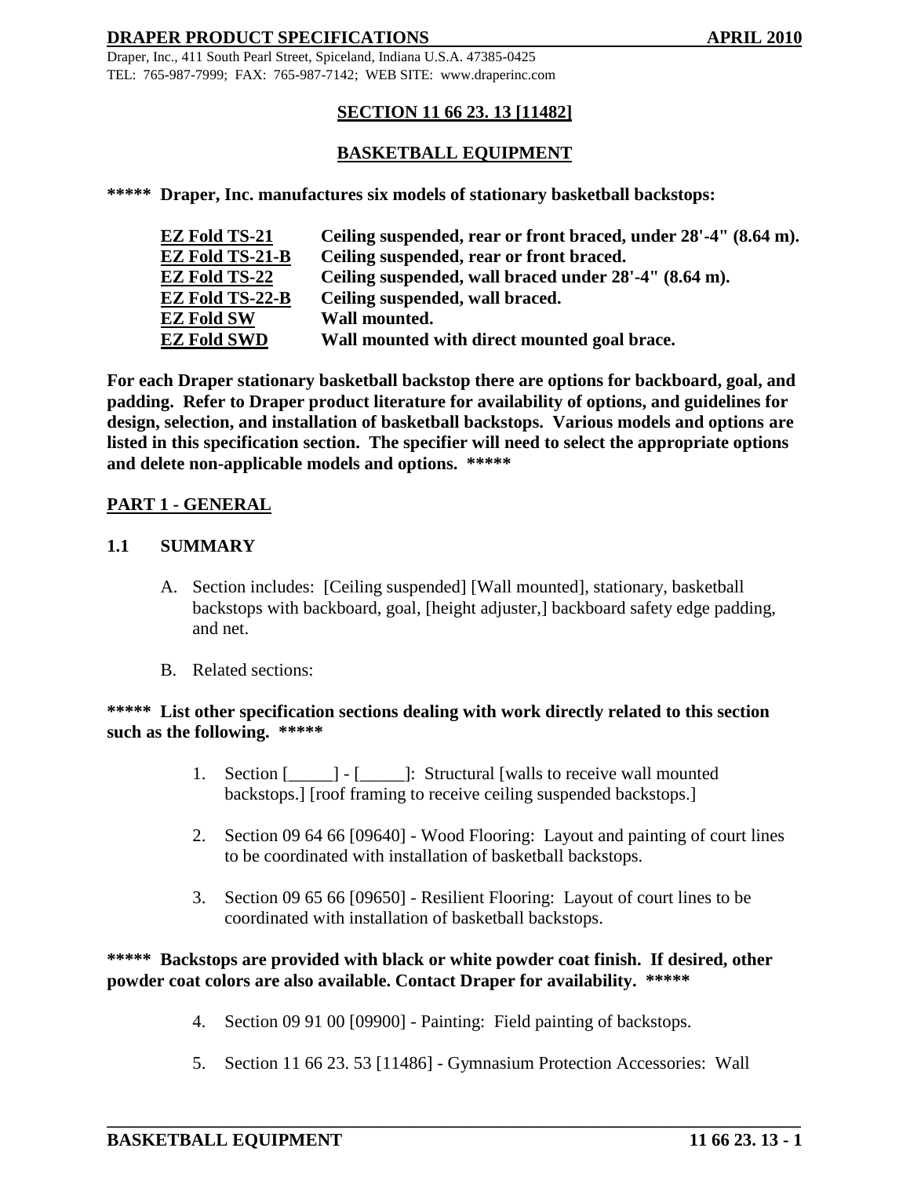# SECTION 11 66 23. 13 [11482]

## BASKETBALL EQUIPMENT

**\*\*\*\*\* Draper, Inc. manufactures six models of stationary basketball backstops:**

| | |
|---|---|
| **EZ Fold TS-21** | **Ceiling suspended, rear or front braced, under 28'-4" (8.64 m).** |
| **EZ Fold TS-21-B** | **Ceiling suspended, rear or front braced.** |
| **EZ Fold TS-22** | **Ceiling suspended, wall braced under 28'-4" (8.64 m).** |
| **EZ Fold TS-22-B** | **Ceiling suspended, wall braced.** |
| **EZ Fold SW** | **Wall mounted.** |
| **EZ Fold SWD** | **Wall mounted with direct mounted goal brace.** |

**For each Draper stationary basketball backstop there are options for backboard, goal, and padding. Refer to Draper product literature for availability of options, and guidelines for design, selection, and installation of basketball backstops. Various models and options are listed in this specification section. The specifier will need to select the appropriate options and delete non-applicable models and options. \*\*\*\*\***

## PART 1 - GENERAL

### 1.1 SUMMARY

A. Section includes: [Ceiling suspended] [Wall mounted], stationary, basketball backstops with backboard, goal, [height adjuster,] backboard safety edge padding, and net.

B. Related sections:

**\*\*\*\*\* List other specification sections dealing with work directly related to this section such as the following. \*\*\*\*\***

1. Section [_____] - [_____]: Structural [walls to receive wall mounted backstops.] [roof framing to receive ceiling suspended backstops.]

2. Section 09 64 66 [09640] - Wood Flooring: Layout and painting of court lines to be coordinated with installation of basketball backstops.

3. Section 09 65 66 [09650] - Resilient Flooring: Layout of court lines to be coordinated with installation of basketball backstops.

**\*\*\*\*\* Backstops are provided with black or white powder coat finish. If desired, other powder coat colors are also available. Contact Draper for availability. \*\*\*\*\***

4. Section 09 91 00 [09900] - Painting: Field painting of backstops.

5. Section 11 66 23. 53 [11486] - Gymnasium Protection Accessories: Wall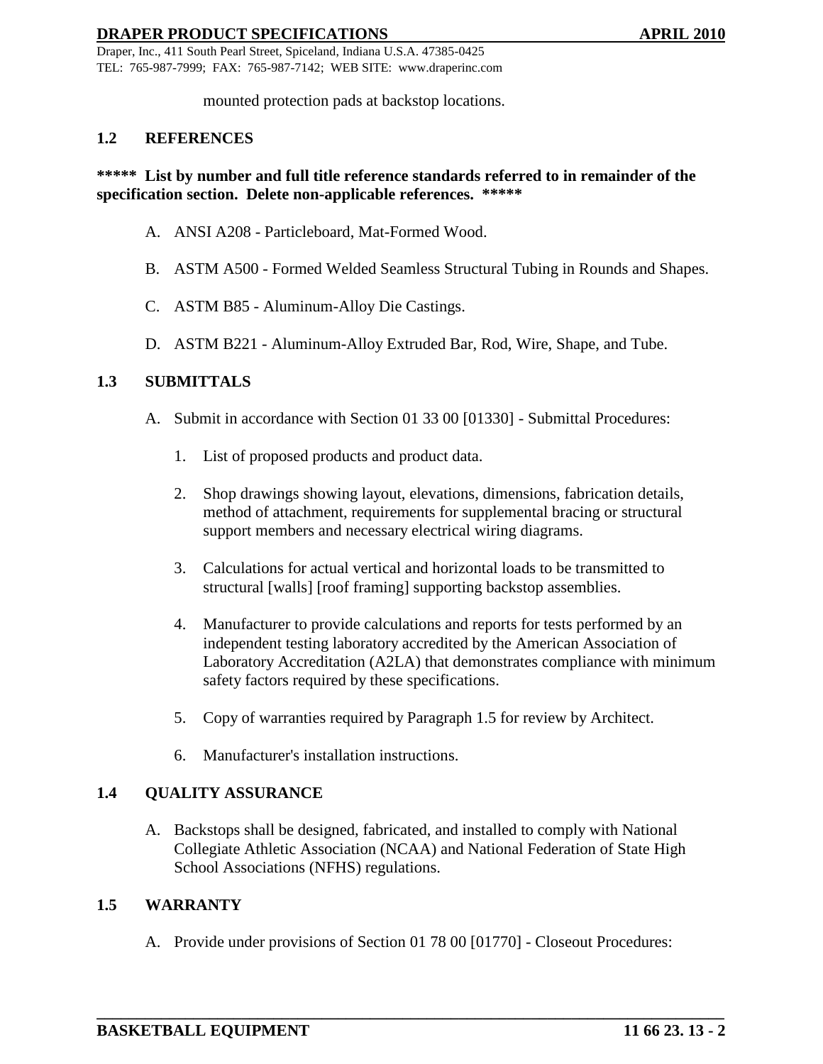mounted protection pads at backstop locations.

## 1.2 REFERENCES

**\*\*\*\*\* List by number and full title reference standards referred to in remainder of the specification section. Delete non-applicable references. \*\*\*\*\***

A. ANSI A208 - Particleboard, Mat-Formed Wood.

B. ASTM A500 - Formed Welded Seamless Structural Tubing in Rounds and Shapes.

C. ASTM B85 - Aluminum-Alloy Die Castings.

D. ASTM B221 - Aluminum-Alloy Extruded Bar, Rod, Wire, Shape, and Tube.

## 1.3 SUBMITTALS

A. Submit in accordance with Section 01 33 00 [01330] - Submittal Procedures:

1. List of proposed products and product data.

2. Shop drawings showing layout, elevations, dimensions, fabrication details, method of attachment, requirements for supplemental bracing or structural support members and necessary electrical wiring diagrams.

3. Calculations for actual vertical and horizontal loads to be transmitted to structural [walls] [roof framing] supporting backstop assemblies.

4. Manufacturer to provide calculations and reports for tests performed by an independent testing laboratory accredited by the American Association of Laboratory Accreditation (A2LA) that demonstrates compliance with minimum safety factors required by these specifications.

5. Copy of warranties required by Paragraph 1.5 for review by Architect.

6. Manufacturer's installation instructions.

## 1.4 QUALITY ASSURANCE

A. Backstops shall be designed, fabricated, and installed to comply with National Collegiate Athletic Association (NCAA) and National Federation of State High School Associations (NFHS) regulations.

## 1.5 WARRANTY

A. Provide under provisions of Section 01 78 00 [01770] - Closeout Procedures: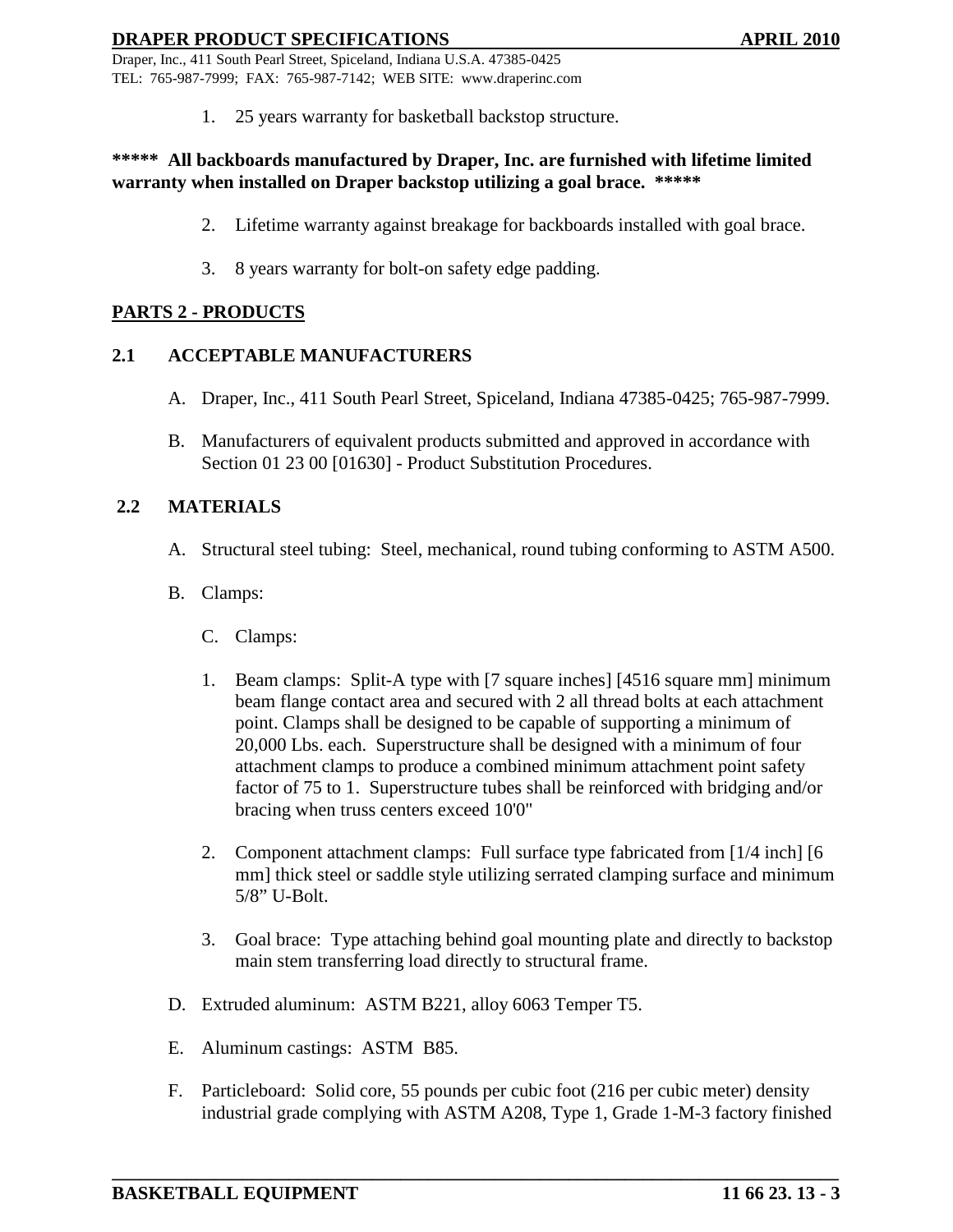1. 25 years warranty for basketball backstop structure.

**\*\*\*\*\* All backboards manufactured by Draper, Inc. are furnished with lifetime limited warranty when installed on Draper backstop utilizing a goal brace. \*\*\*\*\***

2. Lifetime warranty against breakage for backboards installed with goal brace.

3. 8 years warranty for bolt-on safety edge padding.

## PARTS 2 - PRODUCTS

### 2.1 ACCEPTABLE MANUFACTURERS

A. Draper, Inc., 411 South Pearl Street, Spiceland, Indiana 47385-0425; 765-987-7999.

B. Manufacturers of equivalent products submitted and approved in accordance with Section 01 23 00 [01630] - Product Substitution Procedures.

### 2.2 MATERIALS

A. Structural steel tubing: Steel, mechanical, round tubing conforming to ASTM A500.

B. Clamps:

C. Clamps:

1. Beam clamps: Split-A type with [7 square inches] [4516 square mm] minimum beam flange contact area and secured with 2 all thread bolts at each attachment point. Clamps shall be designed to be capable of supporting a minimum of 20,000 Lbs. each. Superstructure shall be designed with a minimum of four attachment clamps to produce a combined minimum attachment point safety factor of 75 to 1. Superstructure tubes shall be reinforced with bridging and/or bracing when truss centers exceed 10'0"

2. Component attachment clamps: Full surface type fabricated from [1/4 inch] [6 mm] thick steel or saddle style utilizing serrated clamping surface and minimum 5/8" U-Bolt.

3. Goal brace: Type attaching behind goal mounting plate and directly to backstop main stem transferring load directly to structural frame.

D. Extruded aluminum: ASTM B221, alloy 6063 Temper T5.

E. Aluminum castings: ASTM B85.

F. Particleboard: Solid core, 55 pounds per cubic foot (216 per cubic meter) density industrial grade complying with ASTM A208, Type 1, Grade 1-M-3 factory finished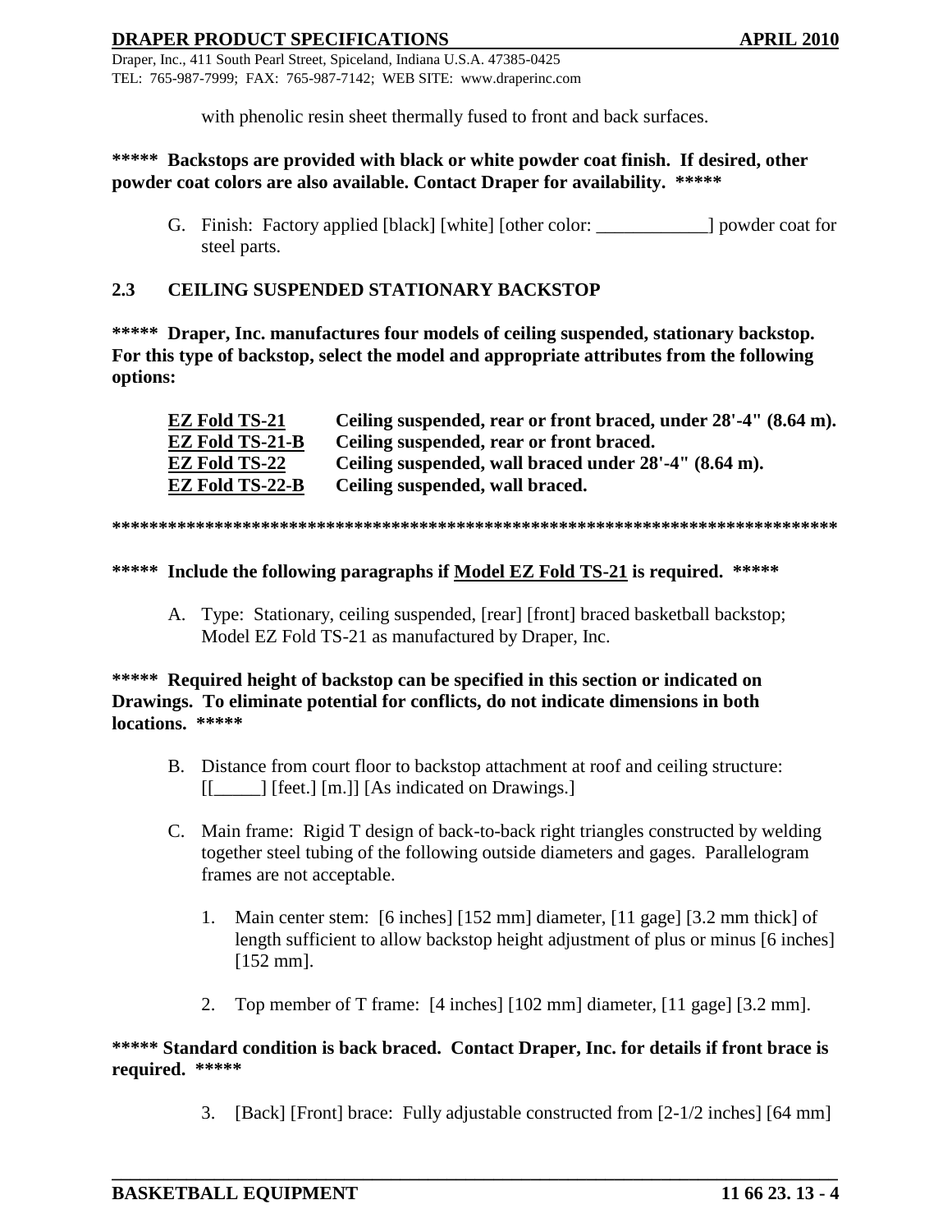with phenolic resin sheet thermally fused to front and back surfaces.

**\*\*\*\*\*  Backstops are provided with black or white powder coat finish.  If desired, other powder coat colors are also available. Contact Draper for availability.  \*\*\*\*\***

G. Finish:  Factory applied [black] [white] [other color: ____________] powder coat for steel parts.

## 2.3 CEILING SUSPENDED STATIONARY BACKSTOP

**\*\*\*\*\*  Draper, Inc. manufactures four models of ceiling suspended, stationary backstop. For this type of backstop, select the model and appropriate attributes from the following options:**

| | |
|---|---|
| **EZ Fold TS-21** | **Ceiling suspended, rear or front braced, under 28'-4" (8.64 m).** |
| **EZ Fold TS-21-B** | **Ceiling suspended, rear or front braced.** |
| **EZ Fold TS-22** | **Ceiling suspended, wall braced under 28'-4" (8.64 m).** |
| **EZ Fold TS-22-B** | **Ceiling suspended, wall braced.** |

**\*\*\*\*\*\*\*\*\*\*\*\*\*\*\*\*\*\*\*\*\*\*\*\*\*\*\*\*\*\*\*\*\*\*\*\*\*\*\*\*\*\*\*\*\*\*\*\*\*\*\*\*\*\*\*\*\*\*\*\*\*\*\*\*\*\*\*\*\*\*\*\*\*\*\*\*\*\*\***

**\*\*\*\*\*  Include the following paragraphs if Model EZ Fold TS-21 is required.  \*\*\*\*\***

A. Type:  Stationary, ceiling suspended, [rear] [front] braced basketball backstop; Model EZ Fold TS-21 as manufactured by Draper, Inc.

**\*\*\*\*\*  Required height of backstop can be specified in this section or indicated on Drawings.  To eliminate potential for conflicts, do not indicate dimensions in both locations.  \*\*\*\*\***

B. Distance from court floor to backstop attachment at roof and ceiling structure: [[_____] [feet.] [m.]] [As indicated on Drawings.]

C. Main frame:  Rigid T design of back-to-back right triangles constructed by welding together steel tubing of the following outside diameters and gages.  Parallelogram frames are not acceptable.

   1. Main center stem:  [6 inches] [152 mm] diameter, [11 gage] [3.2 mm thick] of length sufficient to allow backstop height adjustment of plus or minus [6 inches] [152 mm].

   2. Top member of T frame:  [4 inches] [102 mm] diameter, [11 gage] [3.2 mm].

**\*\*\*\*\* Standard condition is back braced.  Contact Draper, Inc. for details if front brace is required.  \*\*\*\*\***

   3. [Back] [Front] brace:  Fully adjustable constructed from [2-1/2 inches] [64 mm]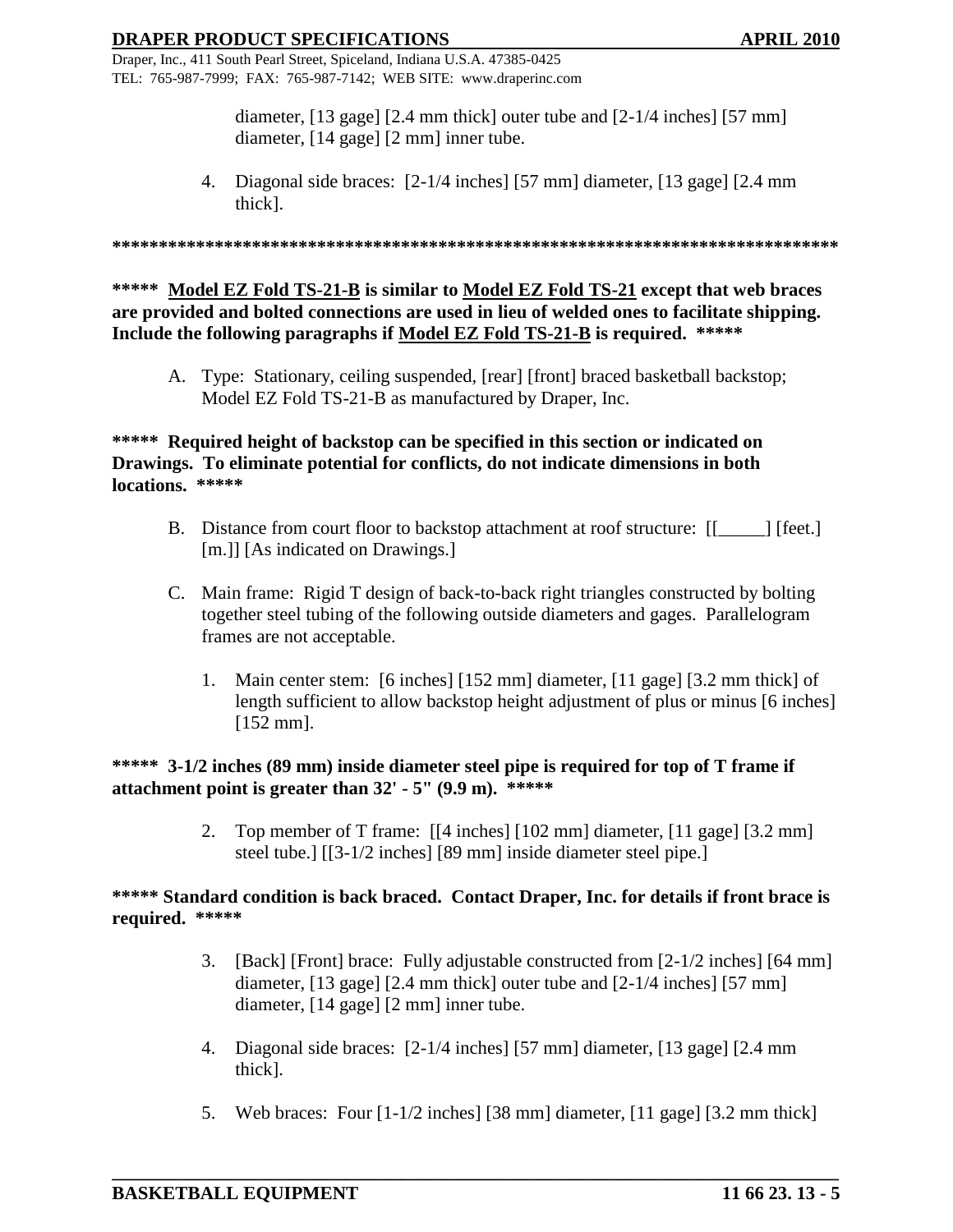diameter, [13 gage] [2.4 mm thick] outer tube and [2-1/4 inches] [57 mm] diameter, [14 gage] [2 mm] inner tube.

4. Diagonal side braces: [2-1/4 inches] [57 mm] diameter, [13 gage] [2.4 mm thick].

**********************************************************************************

**\*\*\*\*\* Model EZ Fold TS-21-B is similar to Model EZ Fold TS-21 except that web braces are provided and bolted connections are used in lieu of welded ones to facilitate shipping. Include the following paragraphs if Model EZ Fold TS-21-B is required. \*\*\*\*\***

A. Type: Stationary, ceiling suspended, [rear] [front] braced basketball backstop; Model EZ Fold TS-21-B as manufactured by Draper, Inc.

**\*\*\*\*\* Required height of backstop can be specified in this section or indicated on Drawings. To eliminate potential for conflicts, do not indicate dimensions in both locations. \*\*\*\*\***

B. Distance from court floor to backstop attachment at roof structure: [[_____] [feet.] [m.]] [As indicated on Drawings.]

C. Main frame: Rigid T design of back-to-back right triangles constructed by bolting together steel tubing of the following outside diameters and gages. Parallelogram frames are not acceptable.

1. Main center stem: [6 inches] [152 mm] diameter, [11 gage] [3.2 mm thick] of length sufficient to allow backstop height adjustment of plus or minus [6 inches] [152 mm].

**\*\*\*\*\* 3-1/2 inches (89 mm) inside diameter steel pipe is required for top of T frame if attachment point is greater than 32' - 5" (9.9 m). \*\*\*\*\***

2. Top member of T frame: [[4 inches] [102 mm] diameter, [11 gage] [3.2 mm] steel tube.] [[3-1/2 inches] [89 mm] inside diameter steel pipe.]

**\*\*\*\*\* Standard condition is back braced. Contact Draper, Inc. for details if front brace is required. \*\*\*\*\***

3. [Back] [Front] brace: Fully adjustable constructed from [2-1/2 inches] [64 mm] diameter, [13 gage] [2.4 mm thick] outer tube and [2-1/4 inches] [57 mm] diameter, [14 gage] [2 mm] inner tube.

4. Diagonal side braces: [2-1/4 inches] [57 mm] diameter, [13 gage] [2.4 mm thick].

5. Web braces: Four [1-1/2 inches] [38 mm] diameter, [11 gage] [3.2 mm thick]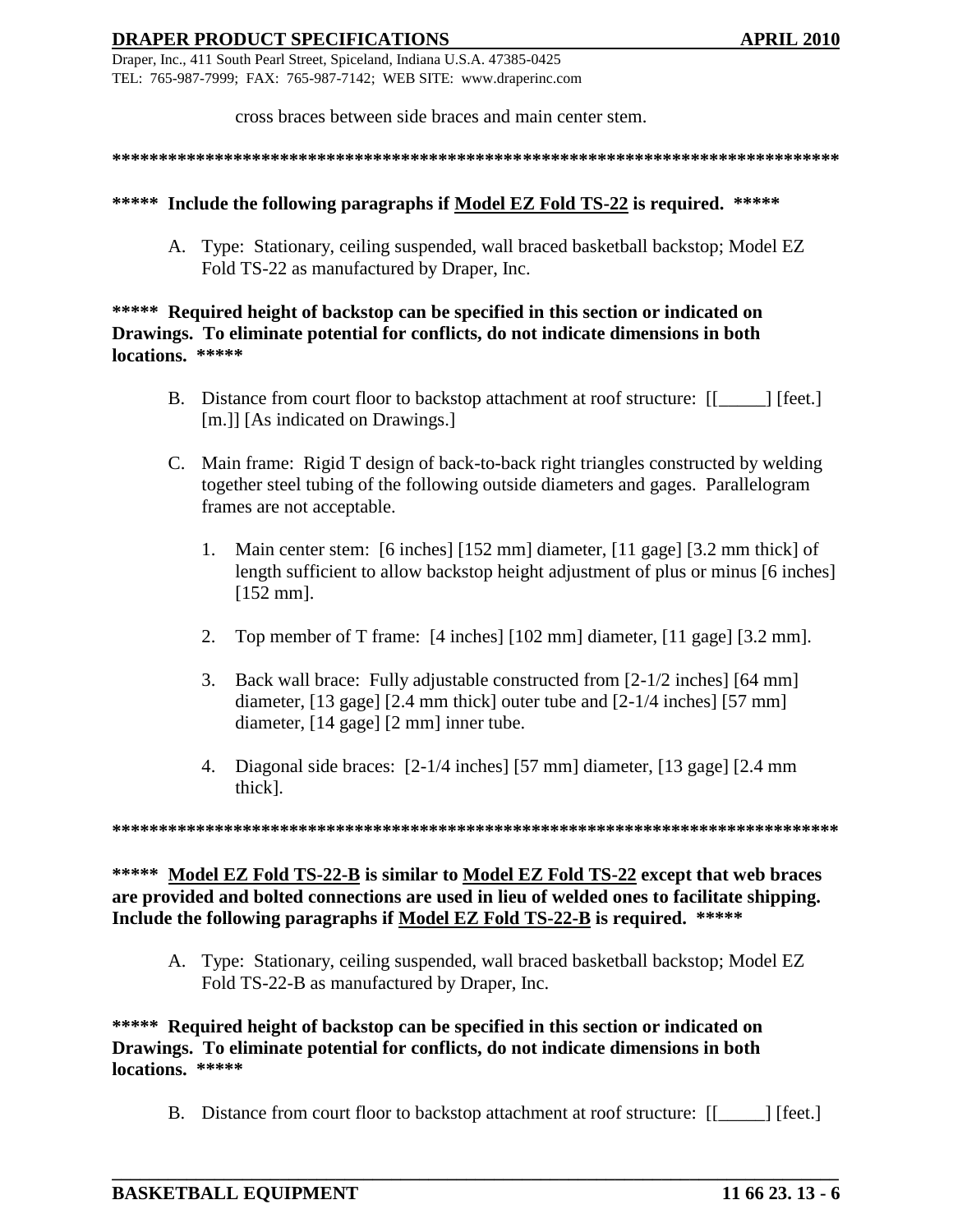cross braces between side braces and main center stem.

********************************************************************************

**\*\*\*\*\* Include the following paragraphs if Model EZ Fold TS-22 is required. \*\*\*\*\***

A. Type: Stationary, ceiling suspended, wall braced basketball backstop; Model EZ Fold TS-22 as manufactured by Draper, Inc.

**\*\*\*\*\* Required height of backstop can be specified in this section or indicated on Drawings. To eliminate potential for conflicts, do not indicate dimensions in both locations. \*\*\*\*\***

B. Distance from court floor to backstop attachment at roof structure: [[_____] [feet.] [m.]] [As indicated on Drawings.]

C. Main frame: Rigid T design of back-to-back right triangles constructed by welding together steel tubing of the following outside diameters and gages. Parallelogram frames are not acceptable.

1. Main center stem: [6 inches] [152 mm] diameter, [11 gage] [3.2 mm thick] of length sufficient to allow backstop height adjustment of plus or minus [6 inches] [152 mm].

2. Top member of T frame: [4 inches] [102 mm] diameter, [11 gage] [3.2 mm].

3. Back wall brace: Fully adjustable constructed from [2-1/2 inches] [64 mm] diameter, [13 gage] [2.4 mm thick] outer tube and [2-1/4 inches] [57 mm] diameter, [14 gage] [2 mm] inner tube.

4. Diagonal side braces: [2-1/4 inches] [57 mm] diameter, [13 gage] [2.4 mm thick].

********************************************************************************

**\*\*\*\*\* Model EZ Fold TS-22-B is similar to Model EZ Fold TS-22 except that web braces are provided and bolted connections are used in lieu of welded ones to facilitate shipping. Include the following paragraphs if Model EZ Fold TS-22-B is required. \*\*\*\*\***

A. Type: Stationary, ceiling suspended, wall braced basketball backstop; Model EZ Fold TS-22-B as manufactured by Draper, Inc.

**\*\*\*\*\* Required height of backstop can be specified in this section or indicated on Drawings. To eliminate potential for conflicts, do not indicate dimensions in both locations. \*\*\*\*\***

B. Distance from court floor to backstop attachment at roof structure: [[_____] [feet.]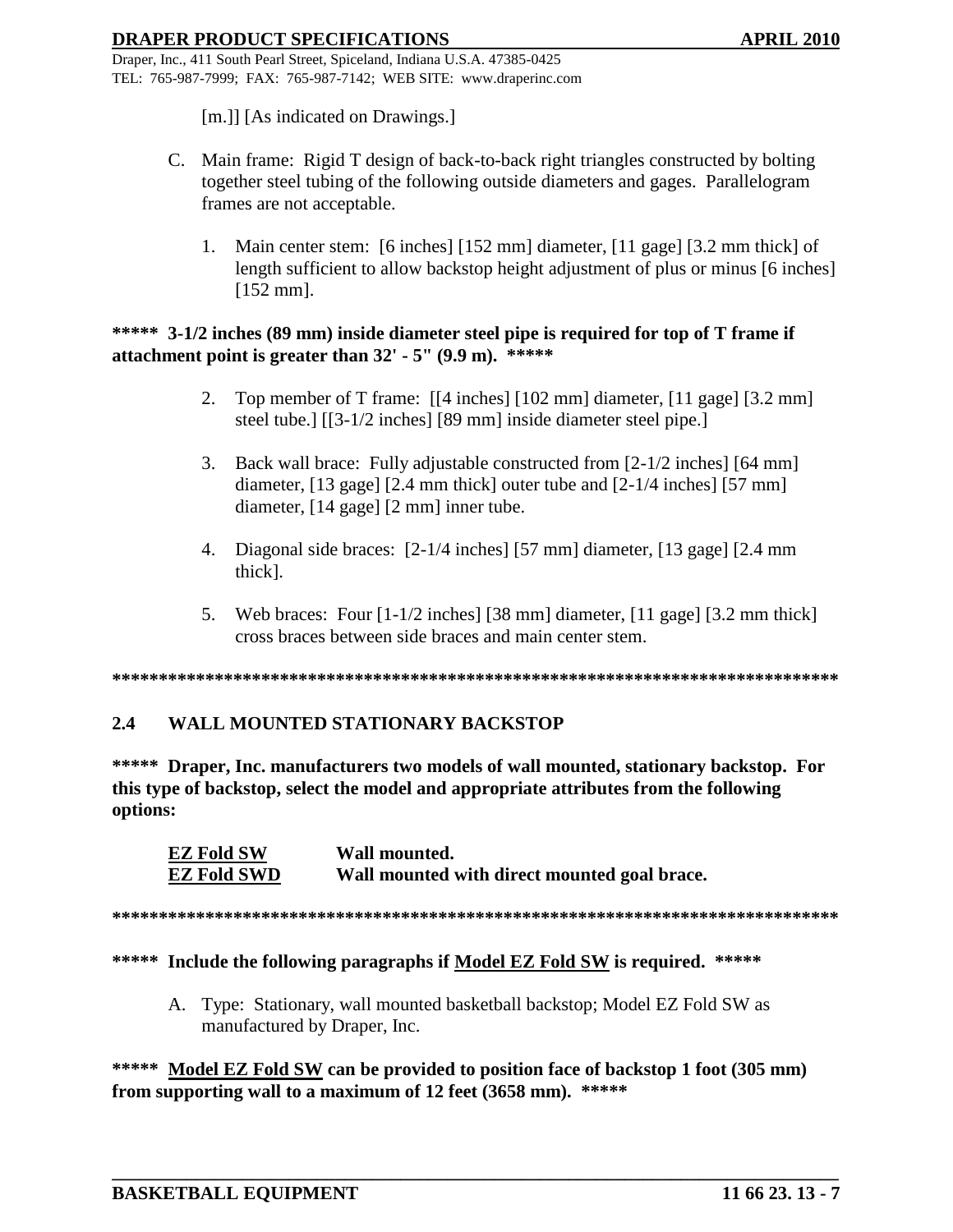[m.]] [As indicated on Drawings.]

C. Main frame: Rigid T design of back-to-back right triangles constructed by bolting together steel tubing of the following outside diameters and gages. Parallelogram frames are not acceptable.

   1. Main center stem: [6 inches] [152 mm] diameter, [11 gage] [3.2 mm thick] of length sufficient to allow backstop height adjustment of plus or minus [6 inches] [152 mm].

**\*\*\*\*\* 3-1/2 inches (89 mm) inside diameter steel pipe is required for top of T frame if attachment point is greater than 32' - 5" (9.9 m). \*\*\*\*\***

   2. Top member of T frame: [[4 inches] [102 mm] diameter, [11 gage] [3.2 mm] steel tube.] [[3-1/2 inches] [89 mm] inside diameter steel pipe.]

   3. Back wall brace: Fully adjustable constructed from [2-1/2 inches] [64 mm] diameter, [13 gage] [2.4 mm thick] outer tube and [2-1/4 inches] [57 mm] diameter, [14 gage] [2 mm] inner tube.

   4. Diagonal side braces: [2-1/4 inches] [57 mm] diameter, [13 gage] [2.4 mm thick].

   5. Web braces: Four [1-1/2 inches] [38 mm] diameter, [11 gage] [3.2 mm thick] cross braces between side braces and main center stem.

**\*\*\*\*\*\*\*\*\*\*\*\*\*\*\*\*\*\*\*\*\*\*\*\*\*\*\*\*\*\*\*\*\*\*\*\*\*\*\*\*\*\*\*\*\*\*\*\*\*\*\*\*\*\*\*\*\*\*\*\*\*\*\*\*\*\*\*\*\*\*\*\*\*\*\*\*\*\*\***

## 2.4 WALL MOUNTED STATIONARY BACKSTOP

**\*\*\*\*\* Draper, Inc. manufacturers two models of wall mounted, stationary backstop. For this type of backstop, select the model and appropriate attributes from the following options:**

| | |
|---|---|
| **EZ Fold SW** | **Wall mounted.** |
| **EZ Fold SWD** | **Wall mounted with direct mounted goal brace.** |

**\*\*\*\*\*\*\*\*\*\*\*\*\*\*\*\*\*\*\*\*\*\*\*\*\*\*\*\*\*\*\*\*\*\*\*\*\*\*\*\*\*\*\*\*\*\*\*\*\*\*\*\*\*\*\*\*\*\*\*\*\*\*\*\*\*\*\*\*\*\*\*\*\*\*\*\*\*\*\***

**\*\*\*\*\* Include the following paragraphs if Model EZ Fold SW is required. \*\*\*\*\***

A. Type: Stationary, wall mounted basketball backstop; Model EZ Fold SW as manufactured by Draper, Inc.

**\*\*\*\*\* Model EZ Fold SW can be provided to position face of backstop 1 foot (305 mm) from supporting wall to a maximum of 12 feet (3658 mm). \*\*\*\*\***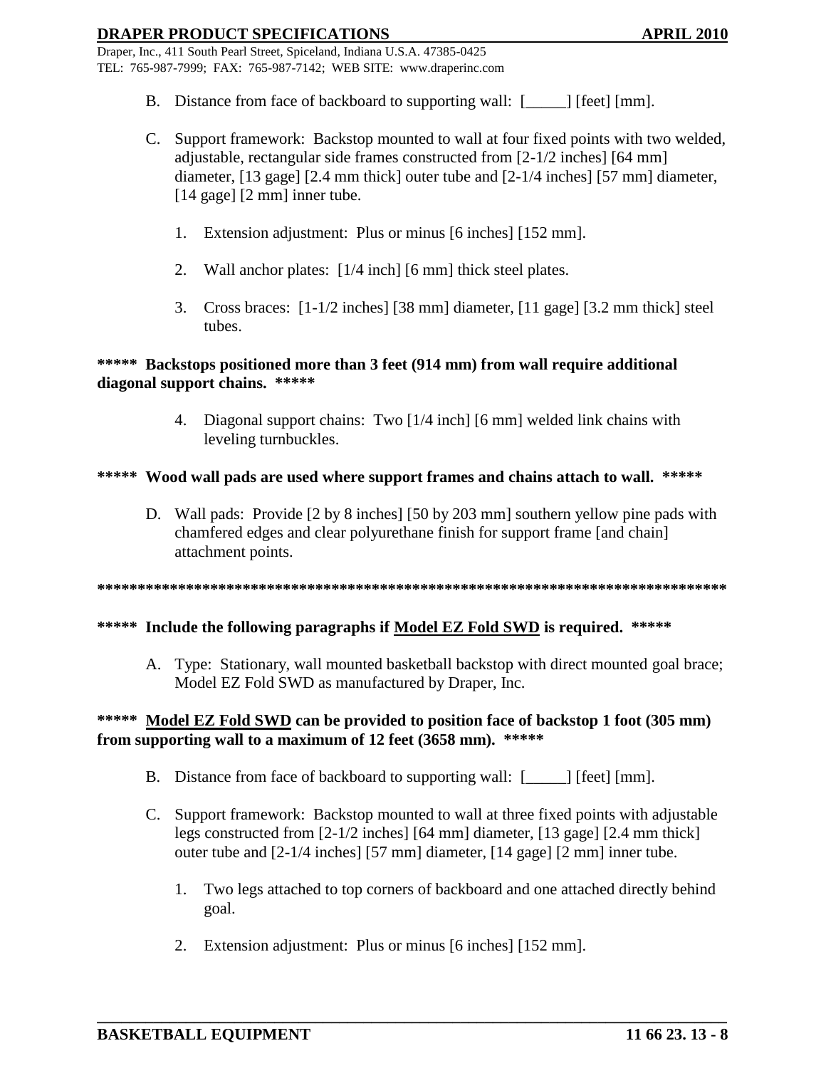B. Distance from face of backboard to supporting wall: [_____] [feet] [mm].

C. Support framework: Backstop mounted to wall at four fixed points with two welded, adjustable, rectangular side frames constructed from [2-1/2 inches] [64 mm] diameter, [13 gage] [2.4 mm thick] outer tube and [2-1/4 inches] [57 mm] diameter, [14 gage] [2 mm] inner tube.

   1. Extension adjustment: Plus or minus [6 inches] [152 mm].

   2. Wall anchor plates: [1/4 inch] [6 mm] thick steel plates.

   3. Cross braces: [1-1/2 inches] [38 mm] diameter, [11 gage] [3.2 mm thick] steel tubes.

**\*\*\*\*\* Backstops positioned more than 3 feet (914 mm) from wall require additional diagonal support chains. \*\*\*\*\***

   4. Diagonal support chains: Two [1/4 inch] [6 mm] welded link chains with leveling turnbuckles.

**\*\*\*\*\* Wood wall pads are used where support frames and chains attach to wall. \*\*\*\*\***

D. Wall pads: Provide [2 by 8 inches] [50 by 203 mm] southern yellow pine pads with chamfered edges and clear polyurethane finish for support frame [and chain] attachment points.

**\*\*\*\*\*\*\*\*\*\*\*\*\*\*\*\*\*\*\*\*\*\*\*\*\*\*\*\*\*\*\*\*\*\*\*\*\*\*\*\*\*\*\*\*\*\*\*\*\*\*\*\*\*\*\*\*\*\*\*\*\*\*\*\*\*\*\*\*\*\*\*\*\*\*\*\*\*\*\*\***

**\*\*\*\*\* Include the following paragraphs if <u>Model EZ Fold SWD</u> is required. \*\*\*\*\***

A. Type: Stationary, wall mounted basketball backstop with direct mounted goal brace; Model EZ Fold SWD as manufactured by Draper, Inc.

**\*\*\*\*\* <u>Model EZ Fold SWD</u> can be provided to position face of backstop 1 foot (305 mm) from supporting wall to a maximum of 12 feet (3658 mm). \*\*\*\*\***

B. Distance from face of backboard to supporting wall: [_____] [feet] [mm].

C. Support framework: Backstop mounted to wall at three fixed points with adjustable legs constructed from [2-1/2 inches] [64 mm] diameter, [13 gage] [2.4 mm thick] outer tube and [2-1/4 inches] [57 mm] diameter, [14 gage] [2 mm] inner tube.

   1. Two legs attached to top corners of backboard and one attached directly behind goal.

   2. Extension adjustment: Plus or minus [6 inches] [152 mm].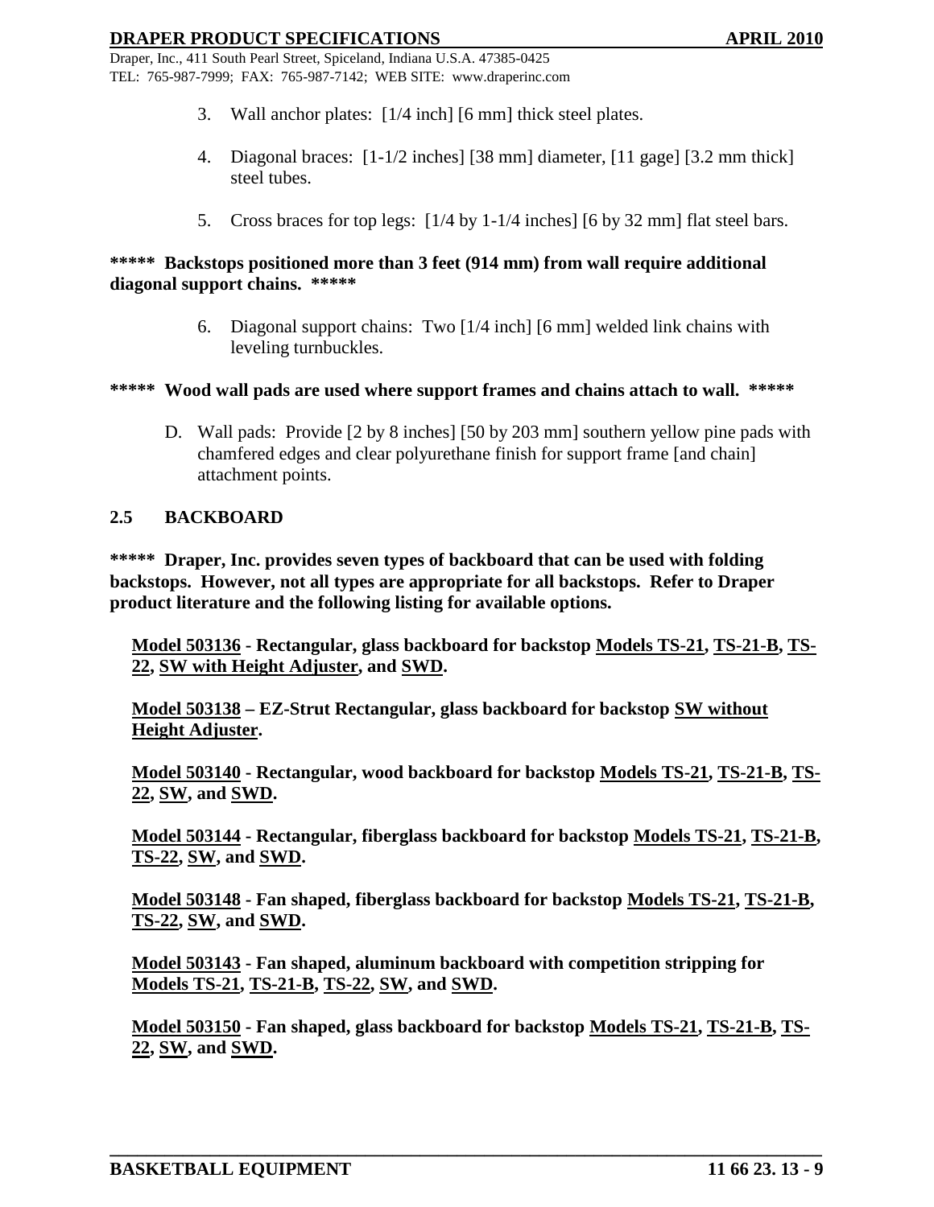3. Wall anchor plates: [1/4 inch] [6 mm] thick steel plates.

4. Diagonal braces: [1-1/2 inches] [38 mm] diameter, [11 gage] [3.2 mm thick] steel tubes.

5. Cross braces for top legs: [1/4 by 1-1/4 inches] [6 by 32 mm] flat steel bars.

**\*\*\*\*\* Backstops positioned more than 3 feet (914 mm) from wall require additional diagonal support chains. \*\*\*\*\***

6. Diagonal support chains: Two [1/4 inch] [6 mm] welded link chains with leveling turnbuckles.

**\*\*\*\*\* Wood wall pads are used where support frames and chains attach to wall. \*\*\*\*\***

D. Wall pads: Provide [2 by 8 inches] [50 by 203 mm] southern yellow pine pads with chamfered edges and clear polyurethane finish for support frame [and chain] attachment points.

## 2.5 BACKBOARD

**\*\*\*\*\* Draper, Inc. provides seven types of backboard that can be used with folding backstops. However, not all types are appropriate for all backstops. Refer to Draper product literature and the following listing for available options.**

**<u>Model 503136</u> - Rectangular, glass backboard for backstop <u>Models TS-21</u>, <u>TS-21-B</u>, <u>TS-22</u>, <u>SW with Height Adjuster</u>, and <u>SWD</u>.**

**<u>Model 503138</u> – EZ-Strut Rectangular, glass backboard for backstop <u>SW without Height Adjuster</u>.**

**<u>Model 503140</u> - Rectangular, wood backboard for backstop <u>Models TS-21</u>, <u>TS-21-B</u>, <u>TS-22</u>, <u>SW</u>, and <u>SWD</u>.**

**<u>Model 503144</u> - Rectangular, fiberglass backboard for backstop <u>Models TS-21</u>, <u>TS-21-B</u>, <u>TS-22</u>, <u>SW</u>, and <u>SWD</u>.**

**<u>Model 503148</u> - Fan shaped, fiberglass backboard for backstop <u>Models TS-21</u>, <u>TS-21-B</u>, <u>TS-22</u>, <u>SW</u>, and <u>SWD</u>.**

**<u>Model 503143</u> - Fan shaped, aluminum backboard with competition stripping for <u>Models TS-21</u>, <u>TS-21-B</u>, <u>TS-22</u>, <u>SW</u>, and <u>SWD</u>.**

**<u>Model 503150</u> - Fan shaped, glass backboard for backstop <u>Models TS-21</u>, <u>TS-21-B</u>, <u>TS-22</u>, <u>SW</u>, and <u>SWD</u>.**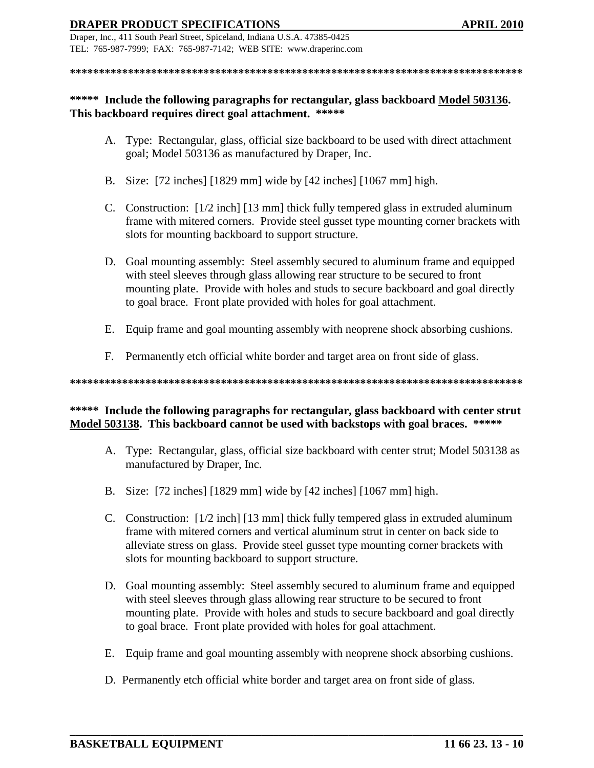********************************************************************************

**\*\*\*\*\*  Include the following paragraphs for rectangular, glass backboard Model 503136. This backboard requires direct goal attachment.  \*\*\*\*\***

A. Type:  Rectangular, glass, official size backboard to be used with direct attachment goal; Model 503136 as manufactured by Draper, Inc.

B. Size:  [72 inches] [1829 mm] wide by [42 inches] [1067 mm] high.

C. Construction:  [1/2 inch] [13 mm] thick fully tempered glass in extruded aluminum frame with mitered corners.  Provide steel gusset type mounting corner brackets with slots for mounting backboard to support structure.

D. Goal mounting assembly:  Steel assembly secured to aluminum frame and equipped with steel sleeves through glass allowing rear structure to be secured to front mounting plate.  Provide with holes and studs to secure backboard and goal directly to goal brace.  Front plate provided with holes for goal attachment.

E. Equip frame and goal mounting assembly with neoprene shock absorbing cushions.

F. Permanently etch official white border and target area on front side of glass.

********************************************************************************

**\*\*\*\*\*  Include the following paragraphs for rectangular, glass backboard with center strut Model 503138.  This backboard cannot be used with backstops with goal braces.  \*\*\*\*\***

A. Type:  Rectangular, glass, official size backboard with center strut; Model 503138 as manufactured by Draper, Inc.

B. Size:  [72 inches] [1829 mm] wide by [42 inches] [1067 mm] high.

C. Construction:  [1/2 inch] [13 mm] thick fully tempered glass in extruded aluminum frame with mitered corners and vertical aluminum strut in center on back side to alleviate stress on glass.  Provide steel gusset type mounting corner brackets with slots for mounting backboard to support structure.

D. Goal mounting assembly:  Steel assembly secured to aluminum frame and equipped with steel sleeves through glass allowing rear structure to be secured to front mounting plate.  Provide with holes and studs to secure backboard and goal directly to goal brace.  Front plate provided with holes for goal attachment.

E. Equip frame and goal mounting assembly with neoprene shock absorbing cushions.

D. Permanently etch official white border and target area on front side of glass.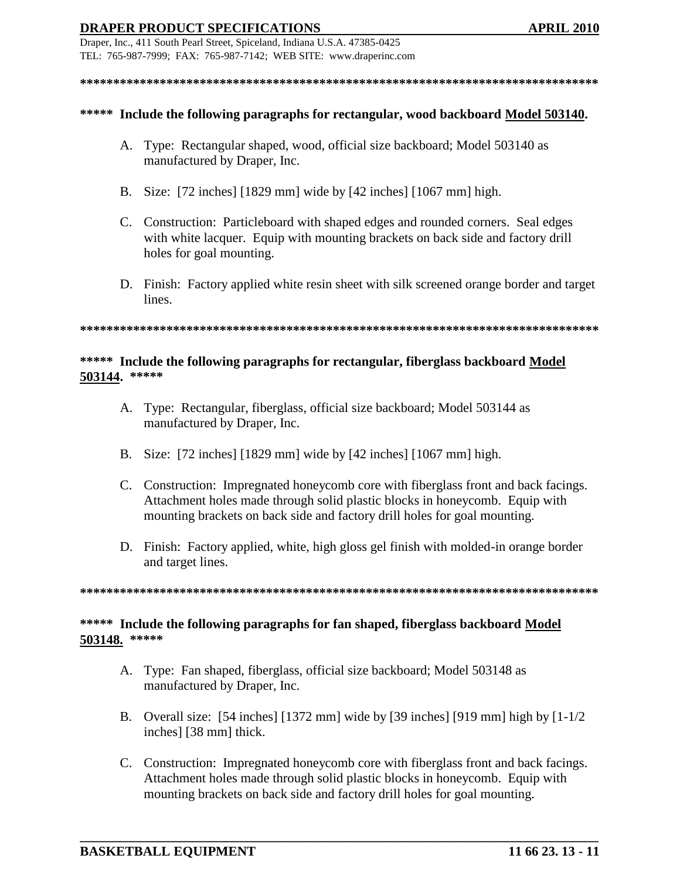********************************************************************************

**\*\*\*\*\* Include the following paragraphs for rectangular, wood backboard Model 503140.**

A. Type: Rectangular shaped, wood, official size backboard; Model 503140 as manufactured by Draper, Inc.

B. Size: [72 inches] [1829 mm] wide by [42 inches] [1067 mm] high.

C. Construction: Particleboard with shaped edges and rounded corners. Seal edges with white lacquer. Equip with mounting brackets on back side and factory drill holes for goal mounting.

D. Finish: Factory applied white resin sheet with silk screened orange border and target lines.

********************************************************************************

**\*\*\*\*\* Include the following paragraphs for rectangular, fiberglass backboard Model 503144. \*\*\*\*\***

A. Type: Rectangular, fiberglass, official size backboard; Model 503144 as manufactured by Draper, Inc.

B. Size: [72 inches] [1829 mm] wide by [42 inches] [1067 mm] high.

C. Construction: Impregnated honeycomb core with fiberglass front and back facings. Attachment holes made through solid plastic blocks in honeycomb. Equip with mounting brackets on back side and factory drill holes for goal mounting.

D. Finish: Factory applied, white, high gloss gel finish with molded-in orange border and target lines.

********************************************************************************

**\*\*\*\*\* Include the following paragraphs for fan shaped, fiberglass backboard Model 503148. \*\*\*\*\***

A. Type: Fan shaped, fiberglass, official size backboard; Model 503148 as manufactured by Draper, Inc.

B. Overall size: [54 inches] [1372 mm] wide by [39 inches] [919 mm] high by [1-1/2 inches] [38 mm] thick.

C. Construction: Impregnated honeycomb core with fiberglass front and back facings. Attachment holes made through solid plastic blocks in honeycomb. Equip with mounting brackets on back side and factory drill holes for goal mounting.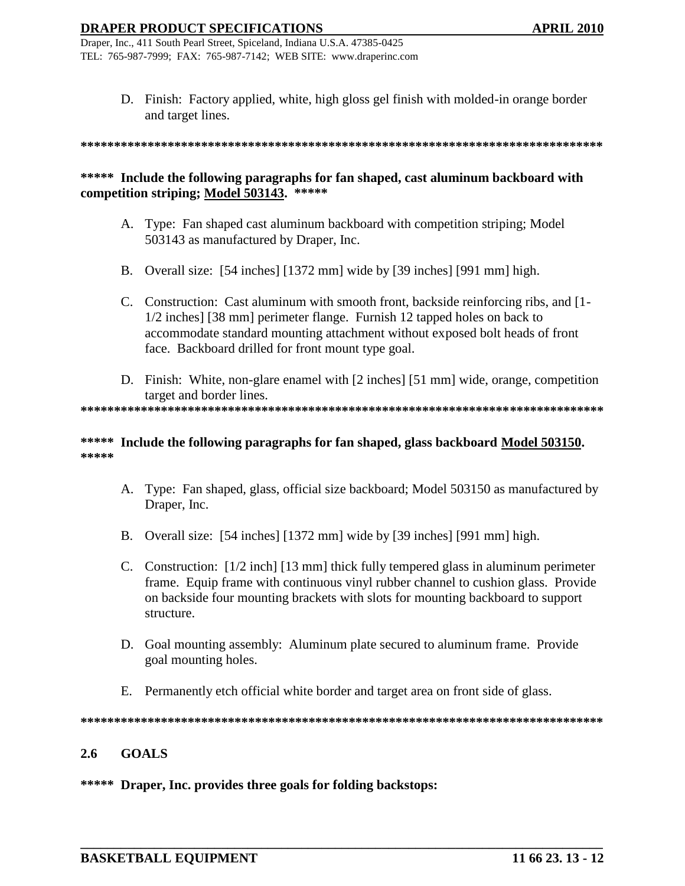D. Finish: Factory applied, white, high gloss gel finish with molded-in orange border and target lines.

**********************************************************************************

**\*\*\*\*\* Include the following paragraphs for fan shaped, cast aluminum backboard with competition striping; Model 503143. \*\*\*\*\***

A. Type: Fan shaped cast aluminum backboard with competition striping; Model 503143 as manufactured by Draper, Inc.

B. Overall size: [54 inches] [1372 mm] wide by [39 inches] [991 mm] high.

C. Construction: Cast aluminum with smooth front, backside reinforcing ribs, and [1-1/2 inches] [38 mm] perimeter flange. Furnish 12 tapped holes on back to accommodate standard mounting attachment without exposed bolt heads of front face. Backboard drilled for front mount type goal.

D. Finish: White, non-glare enamel with [2 inches] [51 mm] wide, orange, competition target and border lines.

**********************************************************************************

**\*\*\*\*\* Include the following paragraphs for fan shaped, glass backboard Model 503150. \*\*\*\*\***

A. Type: Fan shaped, glass, official size backboard; Model 503150 as manufactured by Draper, Inc.

B. Overall size: [54 inches] [1372 mm] wide by [39 inches] [991 mm] high.

C. Construction: [1/2 inch] [13 mm] thick fully tempered glass in aluminum perimeter frame. Equip frame with continuous vinyl rubber channel to cushion glass. Provide on backside four mounting brackets with slots for mounting backboard to support structure.

D. Goal mounting assembly: Aluminum plate secured to aluminum frame. Provide goal mounting holes.

E. Permanently etch official white border and target area on front side of glass.

**********************************************************************************

## 2.6 GOALS

**\*\*\*\*\* Draper, Inc. provides three goals for folding backstops:**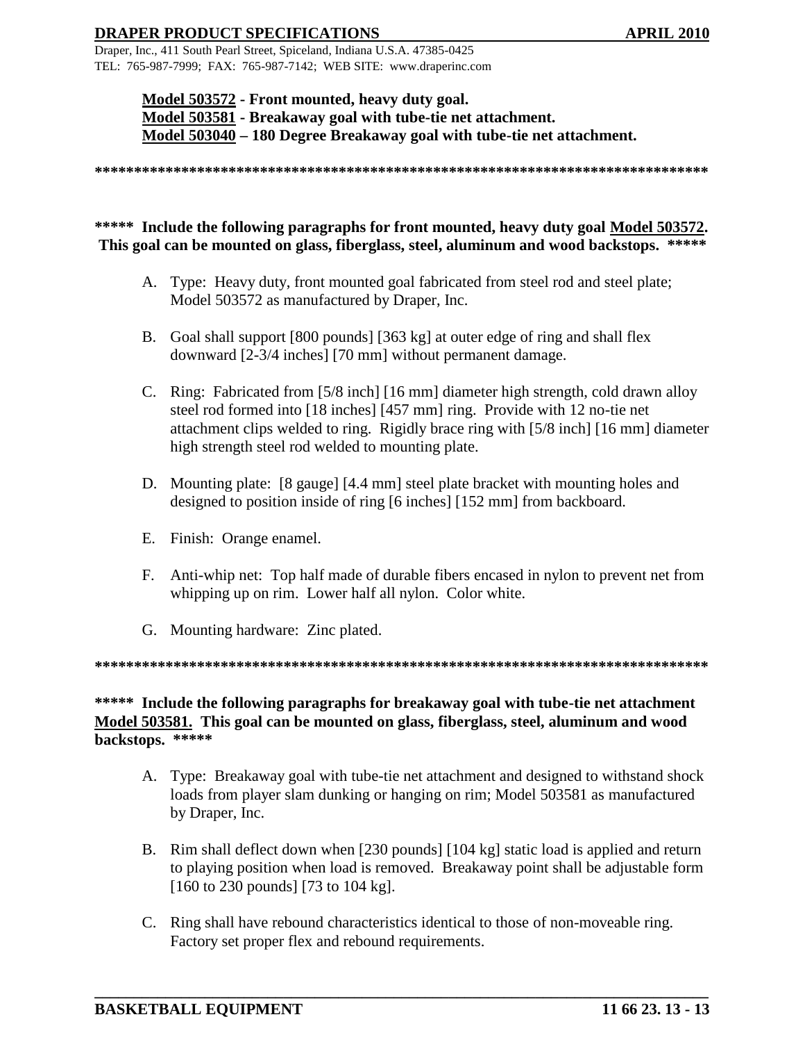**Model 503572 - Front mounted, heavy duty goal.**
**Model 503581 - Breakaway goal with tube-tie net attachment.**
**Model 503040 – 180 Degree Breakaway goal with tube-tie net attachment.**

**********************************************************************************

**\*\*\*\*\* Include the following paragraphs for front mounted, heavy duty goal Model 503572. This goal can be mounted on glass, fiberglass, steel, aluminum and wood backstops. \*\*\*\*\***

A. Type: Heavy duty, front mounted goal fabricated from steel rod and steel plate; Model 503572 as manufactured by Draper, Inc.

B. Goal shall support [800 pounds] [363 kg] at outer edge of ring and shall flex downward [2-3/4 inches] [70 mm] without permanent damage.

C. Ring: Fabricated from [5/8 inch] [16 mm] diameter high strength, cold drawn alloy steel rod formed into [18 inches] [457 mm] ring. Provide with 12 no-tie net attachment clips welded to ring. Rigidly brace ring with [5/8 inch] [16 mm] diameter high strength steel rod welded to mounting plate.

D. Mounting plate: [8 gauge] [4.4 mm] steel plate bracket with mounting holes and designed to position inside of ring [6 inches] [152 mm] from backboard.

E. Finish: Orange enamel.

F. Anti-whip net: Top half made of durable fibers encased in nylon to prevent net from whipping up on rim. Lower half all nylon. Color white.

G. Mounting hardware: Zinc plated.

**********************************************************************************

**\*\*\*\*\* Include the following paragraphs for breakaway goal with tube-tie net attachment Model 503581. This goal can be mounted on glass, fiberglass, steel, aluminum and wood backstops. \*\*\*\*\***

A. Type: Breakaway goal with tube-tie net attachment and designed to withstand shock loads from player slam dunking or hanging on rim; Model 503581 as manufactured by Draper, Inc.

B. Rim shall deflect down when [230 pounds] [104 kg] static load is applied and return to playing position when load is removed. Breakaway point shall be adjustable form [160 to 230 pounds] [73 to 104 kg].

C. Ring shall have rebound characteristics identical to those of non-moveable ring. Factory set proper flex and rebound requirements.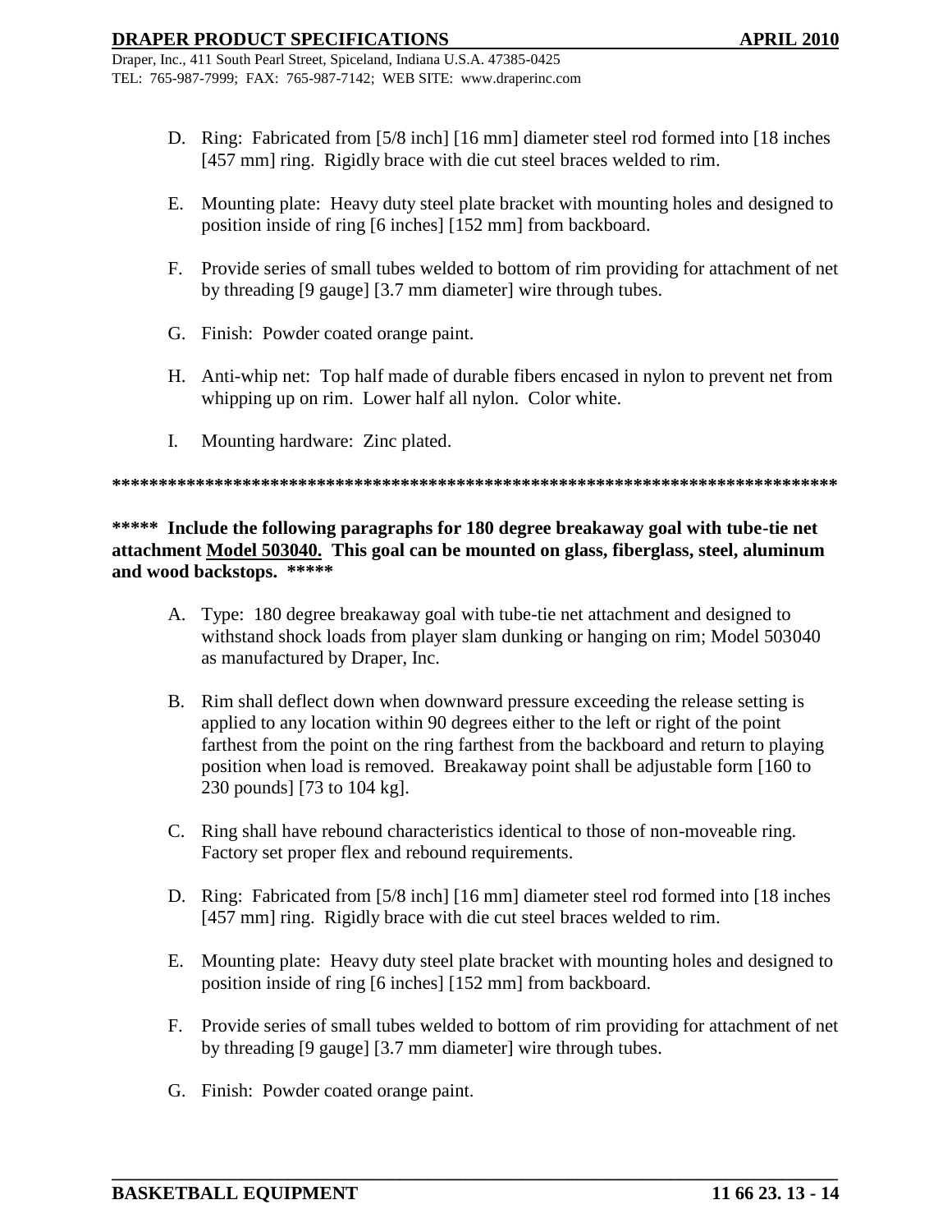D. Ring: Fabricated from [5/8 inch] [16 mm] diameter steel rod formed into [18 inches [457 mm] ring. Rigidly brace with die cut steel braces welded to rim.

E. Mounting plate: Heavy duty steel plate bracket with mounting holes and designed to position inside of ring [6 inches] [152 mm] from backboard.

F. Provide series of small tubes welded to bottom of rim providing for attachment of net by threading [9 gauge] [3.7 mm diameter] wire through tubes.

G. Finish: Powder coated orange paint.

H. Anti-whip net: Top half made of durable fibers encased in nylon to prevent net from whipping up on rim. Lower half all nylon. Color white.

I. Mounting hardware: Zinc plated.

**********************************************************************************

**\*\*\*\*\* Include the following paragraphs for 180 degree breakaway goal with tube-tie net attachment <u>Model 503040.</u> This goal can be mounted on glass, fiberglass, steel, aluminum and wood backstops. \*\*\*\*\***

A. Type: 180 degree breakaway goal with tube-tie net attachment and designed to withstand shock loads from player slam dunking or hanging on rim; Model 503040 as manufactured by Draper, Inc.

B. Rim shall deflect down when downward pressure exceeding the release setting is applied to any location within 90 degrees either to the left or right of the point farthest from the point on the ring farthest from the backboard and return to playing position when load is removed. Breakaway point shall be adjustable form [160 to 230 pounds] [73 to 104 kg].

C. Ring shall have rebound characteristics identical to those of non-moveable ring. Factory set proper flex and rebound requirements.

D. Ring: Fabricated from [5/8 inch] [16 mm] diameter steel rod formed into [18 inches [457 mm] ring. Rigidly brace with die cut steel braces welded to rim.

E. Mounting plate: Heavy duty steel plate bracket with mounting holes and designed to position inside of ring [6 inches] [152 mm] from backboard.

F. Provide series of small tubes welded to bottom of rim providing for attachment of net by threading [9 gauge] [3.7 mm diameter] wire through tubes.

G. Finish: Powder coated orange paint.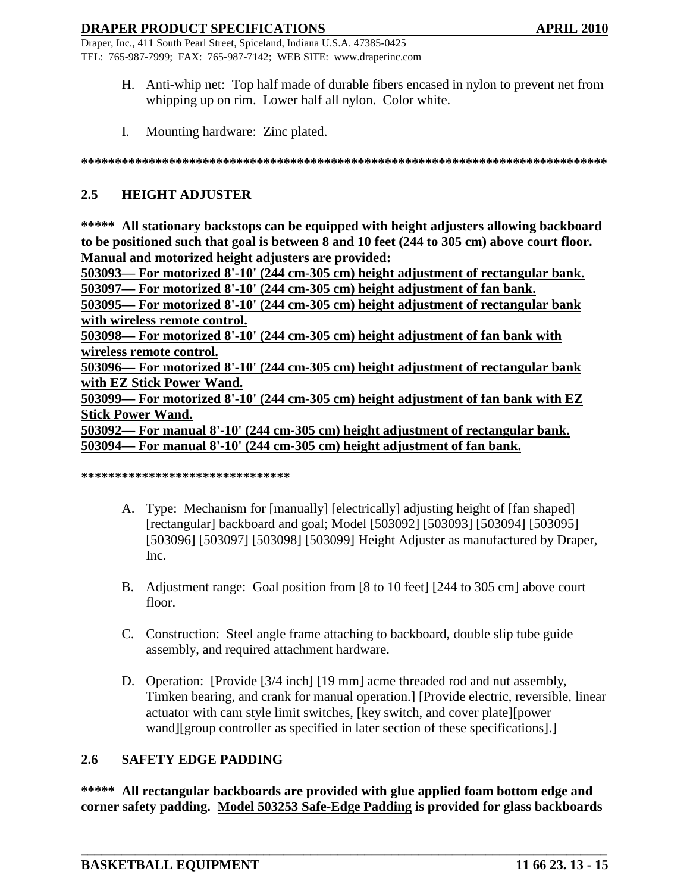H. Anti-whip net: Top half made of durable fibers encased in nylon to prevent net from whipping up on rim. Lower half all nylon. Color white.

I. Mounting hardware: Zinc plated.

**********************************************************************************

## 2.5 HEIGHT ADJUSTER

**\*\*\*\*\* All stationary backstops can be equipped with height adjusters allowing backboard to be positioned such that goal is between 8 and 10 feet (244 to 305 cm) above court floor. Manual and motorized height adjusters are provided:**
**<u>503093— For motorized 8'-10' (244 cm-305 cm) height adjustment of rectangular bank.</u>**
**<u>503097— For motorized 8'-10' (244 cm-305 cm) height adjustment of fan bank.</u>**
**<u>503095— For motorized 8'-10' (244 cm-305 cm) height adjustment of rectangular bank with wireless remote control.</u>**
**<u>503098— For motorized 8'-10' (244 cm-305 cm) height adjustment of fan bank with wireless remote control.</u>**
**<u>503096— For motorized 8'-10' (244 cm-305 cm) height adjustment of rectangular bank with EZ Stick Power Wand.</u>**
**<u>503099— For motorized 8'-10' (244 cm-305 cm) height adjustment of fan bank with EZ Stick Power Wand.</u>**
**<u>503092— For manual 8'-10' (244 cm-305 cm) height adjustment of rectangular bank.</u>**
**<u>503094— For manual 8'-10' (244 cm-305 cm) height adjustment of fan bank.</u>**

**\*\*\*\*\*\*\*\*\*\*\*\*\*\*\*\*\*\*\*\*\*\*\*\*\*\*\*\*\*\*\***

A. Type: Mechanism for [manually] [electrically] adjusting height of [fan shaped] [rectangular] backboard and goal; Model [503092] [503093] [503094] [503095] [503096] [503097] [503098] [503099] Height Adjuster as manufactured by Draper, Inc.

B. Adjustment range: Goal position from [8 to 10 feet] [244 to 305 cm] above court floor.

C. Construction: Steel angle frame attaching to backboard, double slip tube guide assembly, and required attachment hardware.

D. Operation: [Provide [3/4 inch] [19 mm] acme threaded rod and nut assembly, Timken bearing, and crank for manual operation.] [Provide electric, reversible, linear actuator with cam style limit switches, [key switch, and cover plate][power wand][group controller as specified in later section of these specifications].]

## 2.6 SAFETY EDGE PADDING

**\*\*\*\*\* All rectangular backboards are provided with glue applied foam bottom edge and corner safety padding. <u>Model 503253 Safe-Edge Padding</u> is provided for glass backboards**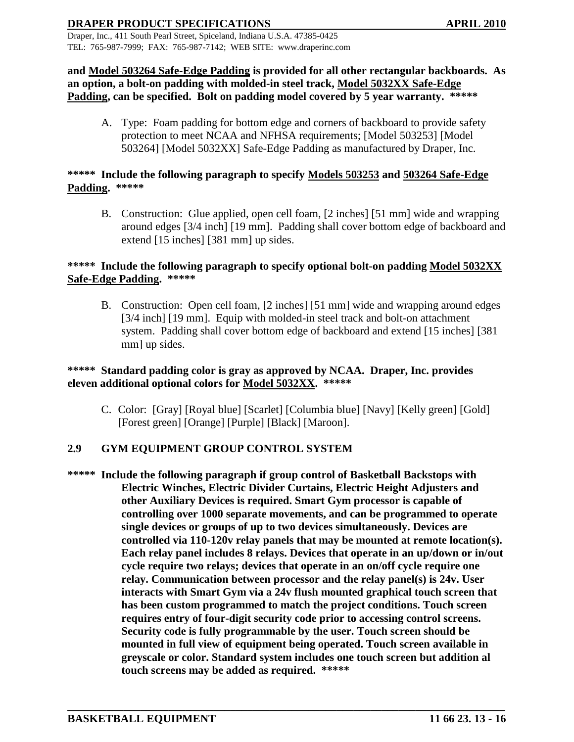**and Model 503264 Safe-Edge Padding is provided for all other rectangular backboards. As an option, a bolt-on padding with molded-in steel track, Model 5032XX Safe-Edge Padding, can be specified. Bolt on padding model covered by 5 year warranty. *****

A. Type: Foam padding for bottom edge and corners of backboard to provide safety protection to meet NCAA and NFHSA requirements; [Model 503253] [Model 503264] [Model 5032XX] Safe-Edge Padding as manufactured by Draper, Inc.

******* Include the following paragraph to specify Models 503253 and 503264 Safe-Edge Padding. *****

B. Construction: Glue applied, open cell foam, [2 inches] [51 mm] wide and wrapping around edges [3/4 inch] [19 mm]. Padding shall cover bottom edge of backboard and extend [15 inches] [381 mm] up sides.

******* Include the following paragraph to specify optional bolt-on padding Model 5032XX Safe-Edge Padding. *****

B. Construction: Open cell foam, [2 inches] [51 mm] wide and wrapping around edges [3/4 inch] [19 mm]. Equip with molded-in steel track and bolt-on attachment system. Padding shall cover bottom edge of backboard and extend [15 inches] [381 mm] up sides.

******* Standard padding color is gray as approved by NCAA. Draper, Inc. provides eleven additional optional colors for Model 5032XX. *****

C. Color: [Gray] [Royal blue] [Scarlet] [Columbia blue] [Navy] [Kelly green] [Gold] [Forest green] [Orange] [Purple] [Black] [Maroon].

## 2.9 GYM EQUIPMENT GROUP CONTROL SYSTEM

******* Include the following paragraph if group control of Basketball Backstops with Electric Winches, Electric Divider Curtains, Electric Height Adjusters and other Auxiliary Devices is required. Smart Gym processor is capable of controlling over 1000 separate movements, and can be programmed to operate single devices or groups of up to two devices simultaneously. Devices are controlled via 110-120v relay panels that may be mounted at remote location(s). Each relay panel includes 8 relays. Devices that operate in an up/down or in/out cycle require two relays; devices that operate in an on/off cycle require one relay. Communication between processor and the relay panel(s) is 24v. User interacts with Smart Gym via a 24v flush mounted graphical touch screen that has been custom programmed to match the project conditions. Touch screen requires entry of four-digit security code prior to accessing control screens. Security code is fully programmable by the user. Touch screen should be mounted in full view of equipment being operated. Touch screen available in greyscale or color. Standard system includes one touch screen but addition al touch screens may be added as required. *****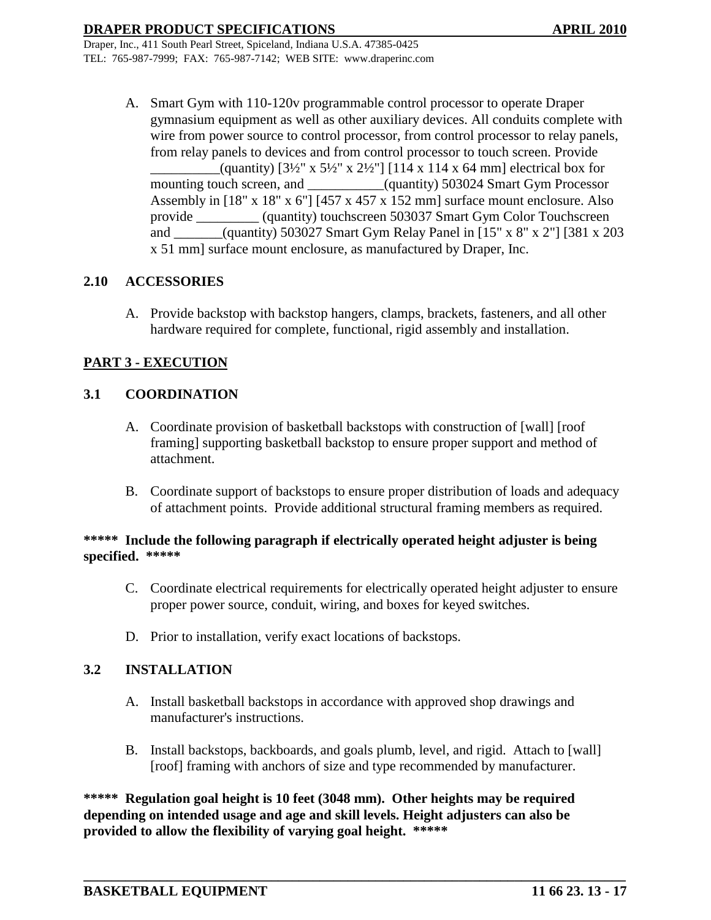A. Smart Gym with 110-120v programmable control processor to operate Draper gymnasium equipment as well as other auxiliary devices. All conduits complete with wire from power source to control processor, from control processor to relay panels, from relay panels to devices and from control processor to touch screen. Provide __________(quantity) [3½" x 5½" x 2½"] [114 x 114 x 64 mm] electrical box for mounting touch screen, and ___________(quantity) 503024 Smart Gym Processor Assembly in [18" x 18" x 6"] [457 x 457 x 152 mm] surface mount enclosure. Also provide _________ (quantity) touchscreen 503037 Smart Gym Color Touchscreen and _______(quantity) 503027 Smart Gym Relay Panel in [15" x 8" x 2"] [381 x 203 x 51 mm] surface mount enclosure, as manufactured by Draper, Inc.

## 2.10 ACCESSORIES

A. Provide backstop with backstop hangers, clamps, brackets, fasteners, and all other hardware required for complete, functional, rigid assembly and installation.

# PART 3 - EXECUTION

## 3.1 COORDINATION

A. Coordinate provision of basketball backstops with construction of [wall] [roof framing] supporting basketball backstop to ensure proper support and method of attachment.

B. Coordinate support of backstops to ensure proper distribution of loads and adequacy of attachment points. Provide additional structural framing members as required.

**\*\*\*\*\* Include the following paragraph if electrically operated height adjuster is being specified. \*\*\*\*\***

C. Coordinate electrical requirements for electrically operated height adjuster to ensure proper power source, conduit, wiring, and boxes for keyed switches.

D. Prior to installation, verify exact locations of backstops.

## 3.2 INSTALLATION

A. Install basketball backstops in accordance with approved shop drawings and manufacturer's instructions.

B. Install backstops, backboards, and goals plumb, level, and rigid. Attach to [wall] [roof] framing with anchors of size and type recommended by manufacturer.

**\*\*\*\*\* Regulation goal height is 10 feet (3048 mm). Other heights may be required depending on intended usage and age and skill levels. Height adjusters can also be provided to allow the flexibility of varying goal height. \*\*\*\*\***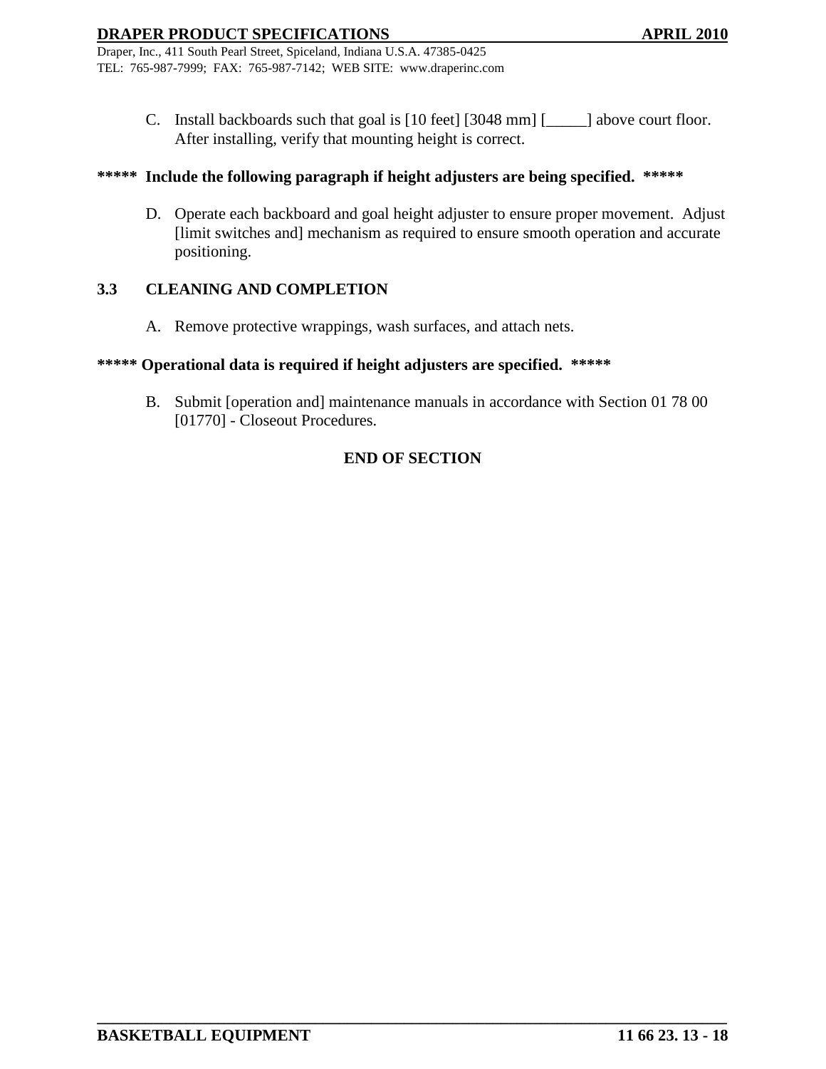C. Install backboards such that goal is [10 feet] [3048 mm] [_____] above court floor. After installing, verify that mounting height is correct.

**\*\*\*\*\* Include the following paragraph if height adjusters are being specified. \*\*\*\*\***

D. Operate each backboard and goal height adjuster to ensure proper movement. Adjust [limit switches and] mechanism as required to ensure smooth operation and accurate positioning.

## 3.3 CLEANING AND COMPLETION

A. Remove protective wrappings, wash surfaces, and attach nets.

**\*\*\*\*\* Operational data is required if height adjusters are specified. \*\*\*\*\***

B. Submit [operation and] maintenance manuals in accordance with Section 01 78 00 [01770] - Closeout Procedures.

**END OF SECTION**